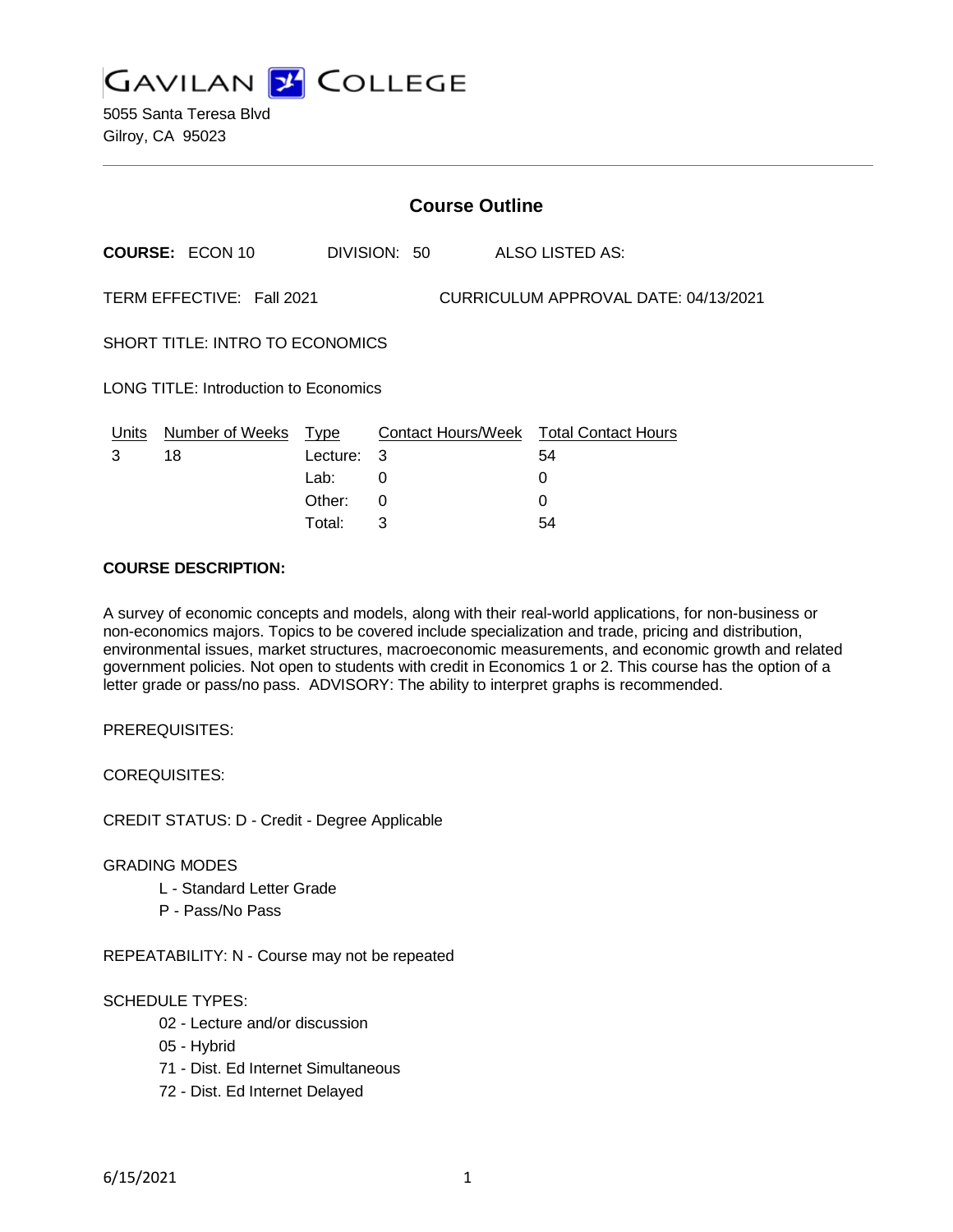# GAVILAN COLLEGE

5055 Santa Teresa Blvd
Gilroy, CA 95023

## Course Outline

**COURSE:** ECON 10 DIVISION: 50 ALSO LISTED AS:

TERM EFFECTIVE: Fall 2021 CURRICULUM APPROVAL DATE: 04/13/2021

SHORT TITLE: INTRO TO ECONOMICS

LONG TITLE: Introduction to Economics

| Units | Number of Weeks | Type | Contact Hours/Week | Total Contact Hours |
|---|---|---|---|---|
| 3 | 18 | Lecture: | 3 | 54 |
| | | Lab: | 0 | 0 |
| | | Other: | 0 | 0 |
| | | Total: | 3 | 54 |

**COURSE DESCRIPTION:**

A survey of economic concepts and models, along with their real-world applications, for non-business or non-economics majors. Topics to be covered include specialization and trade, pricing and distribution, environmental issues, market structures, macroeconomic measurements, and economic growth and related government policies. Not open to students with credit in Economics 1 or 2. This course has the option of a letter grade or pass/no pass. ADVISORY: The ability to interpret graphs is recommended.

PREREQUISITES:

COREQUISITES:

CREDIT STATUS: D - Credit - Degree Applicable

GRADING MODES

- L - Standard Letter Grade
- P - Pass/No Pass

REPEATABILITY: N - Course may not be repeated

SCHEDULE TYPES:

- 02 - Lecture and/or discussion
- 05 - Hybrid
- 71 - Dist. Ed Internet Simultaneous
- 72 - Dist. Ed Internet Delayed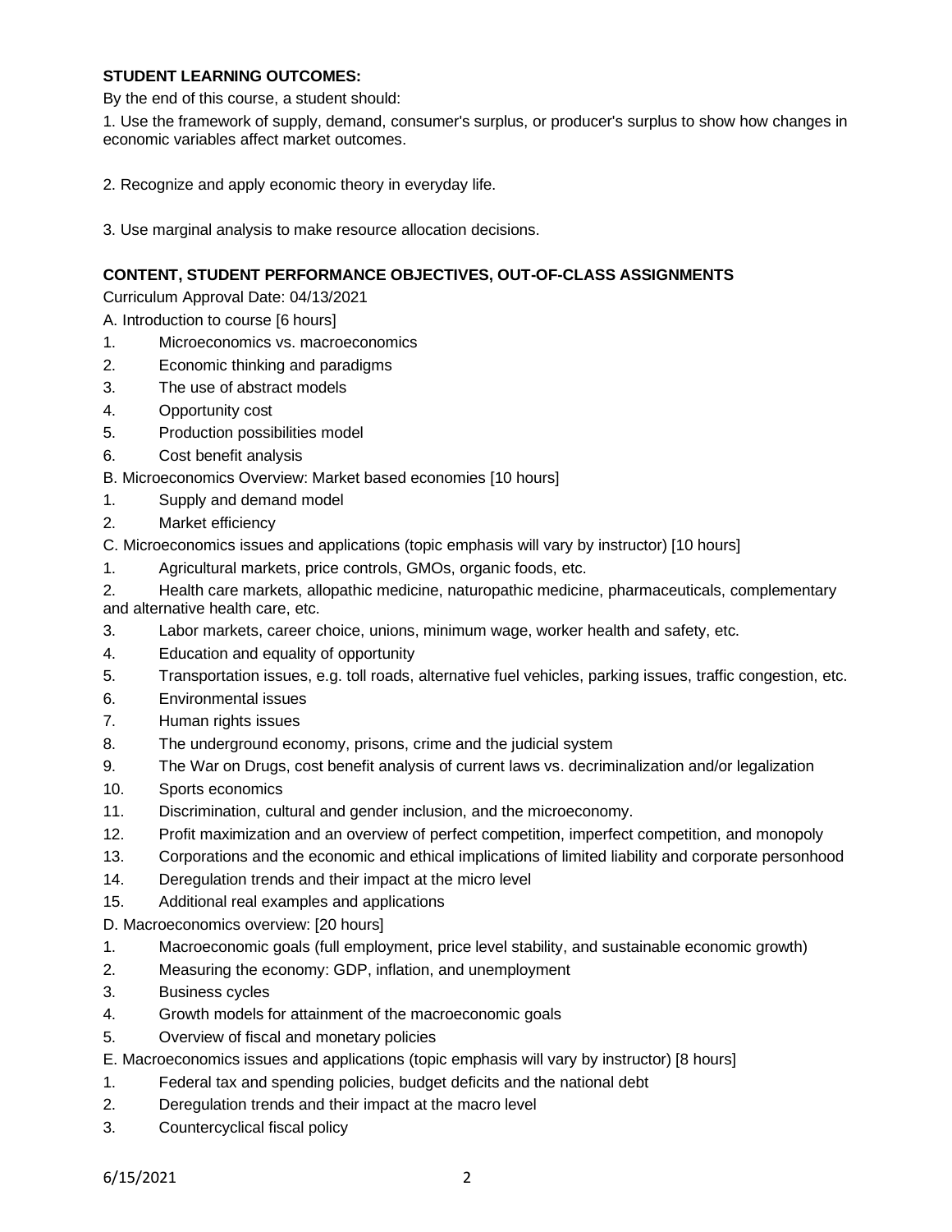**STUDENT LEARNING OUTCOMES:**

By the end of this course, a student should:

1. Use the framework of supply, demand, consumer's surplus, or producer's surplus to show how changes in economic variables affect market outcomes.

2. Recognize and apply economic theory in everyday life.

3. Use marginal analysis to make resource allocation decisions.

**CONTENT, STUDENT PERFORMANCE OBJECTIVES, OUT-OF-CLASS ASSIGNMENTS**

Curriculum Approval Date: 04/13/2021

A. Introduction to course [6 hours]

1. Microeconomics vs. macroeconomics
2. Economic thinking and paradigms
3. The use of abstract models
4. Opportunity cost
5. Production possibilities model
6. Cost benefit analysis

B. Microeconomics Overview: Market based economies [10 hours]

1. Supply and demand model
2. Market efficiency

C. Microeconomics issues and applications (topic emphasis will vary by instructor) [10 hours]

1. Agricultural markets, price controls, GMOs, organic foods, etc.
2. Health care markets, allopathic medicine, naturopathic medicine, pharmaceuticals, complementary and alternative health care, etc.
3. Labor markets, career choice, unions, minimum wage, worker health and safety, etc.
4. Education and equality of opportunity
5. Transportation issues, e.g. toll roads, alternative fuel vehicles, parking issues, traffic congestion, etc.
6. Environmental issues
7. Human rights issues
8. The underground economy, prisons, crime and the judicial system
9. The War on Drugs, cost benefit analysis of current laws vs. decriminalization and/or legalization
10. Sports economics
11. Discrimination, cultural and gender inclusion, and the microeconomy.
12. Profit maximization and an overview of perfect competition, imperfect competition, and monopoly
13. Corporations and the economic and ethical implications of limited liability and corporate personhood
14. Deregulation trends and their impact at the micro level
15. Additional real examples and applications

D. Macroeconomics overview: [20 hours]

1. Macroeconomic goals (full employment, price level stability, and sustainable economic growth)
2. Measuring the economy: GDP, inflation, and unemployment
3. Business cycles
4. Growth models for attainment of the macroeconomic goals
5. Overview of fiscal and monetary policies

E. Macroeconomics issues and applications (topic emphasis will vary by instructor) [8 hours]

1. Federal tax and spending policies, budget deficits and the national debt
2. Deregulation trends and their impact at the macro level
3. Countercyclical fiscal policy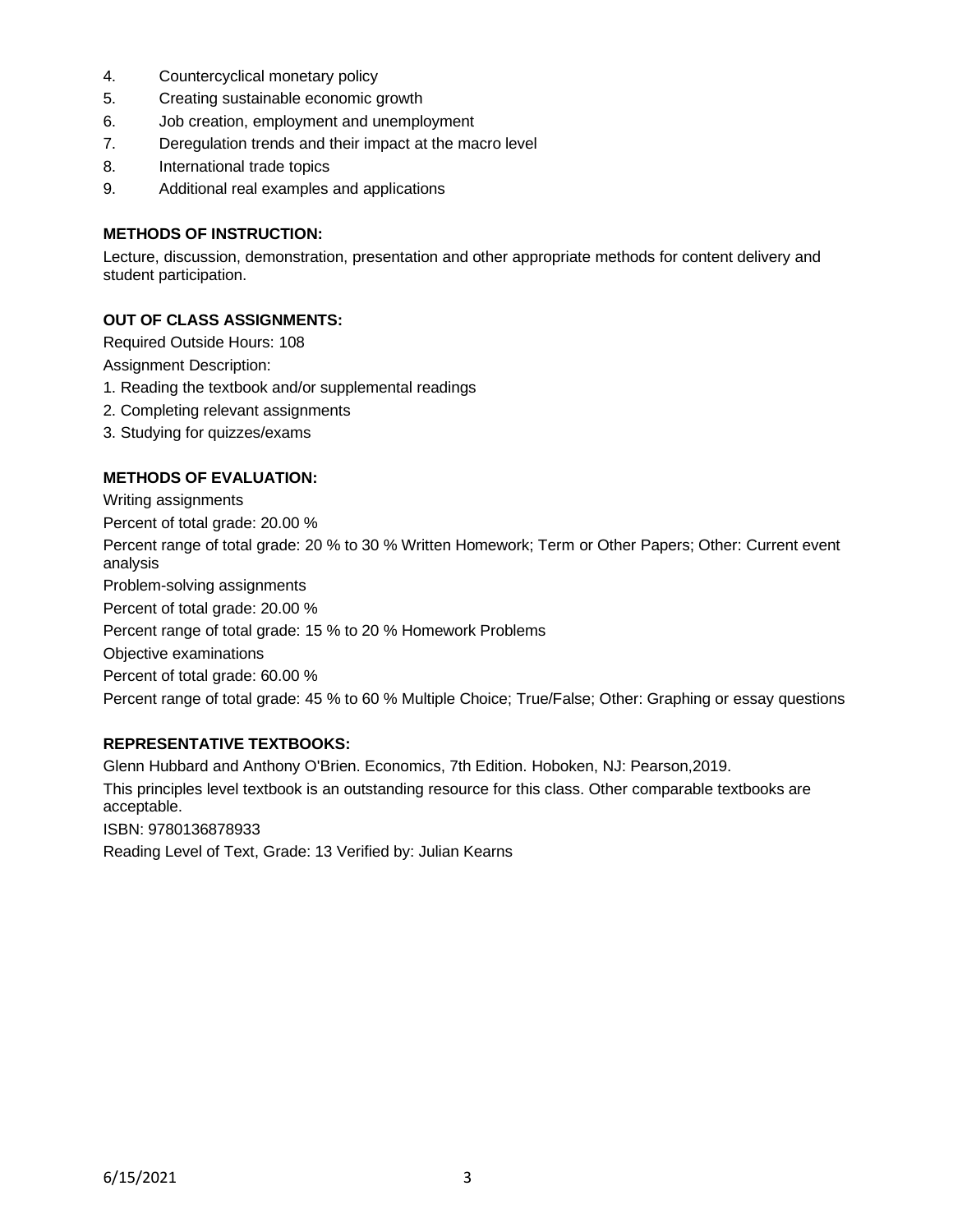4. Countercyclical monetary policy
5. Creating sustainable economic growth
6. Job creation, employment and unemployment
7. Deregulation trends and their impact at the macro level
8. International trade topics
9. Additional real examples and applications

**METHODS OF INSTRUCTION:**

Lecture, discussion, demonstration, presentation and other appropriate methods for content delivery and student participation.

**OUT OF CLASS ASSIGNMENTS:**

Required Outside Hours: 108

Assignment Description:

1. Reading the textbook and/or supplemental readings
2. Completing relevant assignments
3. Studying for quizzes/exams

**METHODS OF EVALUATION:**

Writing assignments

Percent of total grade: 20.00 %

Percent range of total grade: 20 % to 30 % Written Homework; Term or Other Papers; Other: Current event analysis

Problem-solving assignments

Percent of total grade: 20.00 %

Percent range of total grade: 15 % to 20 % Homework Problems

Objective examinations

Percent of total grade: 60.00 %

Percent range of total grade: 45 % to 60 % Multiple Choice; True/False; Other: Graphing or essay questions

**REPRESENTATIVE TEXTBOOKS:**

Glenn Hubbard and Anthony O'Brien. Economics, 7th Edition. Hoboken, NJ: Pearson,2019.

This principles level textbook is an outstanding resource for this class. Other comparable textbooks are acceptable.

ISBN: 9780136878933

Reading Level of Text, Grade: 13 Verified by: Julian Kearns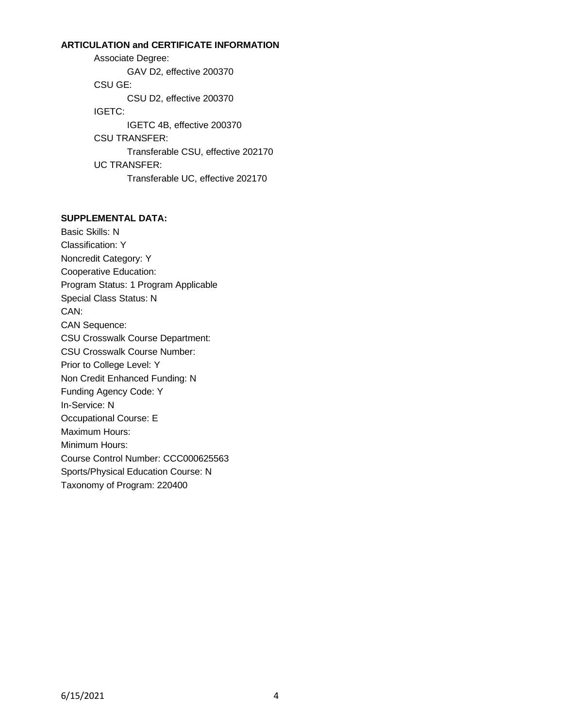### ARTICULATION and CERTIFICATE INFORMATION

Associate Degree:

GAV D2, effective 200370

CSU GE:

CSU D2, effective 200370

IGETC:

IGETC 4B, effective 200370

CSU TRANSFER:

Transferable CSU, effective 202170

UC TRANSFER:

Transferable UC, effective 202170

### SUPPLEMENTAL DATA:

Basic Skills: N
Classification: Y
Noncredit Category: Y
Cooperative Education:
Program Status: 1 Program Applicable
Special Class Status: N
CAN:
CAN Sequence:
CSU Crosswalk Course Department:
CSU Crosswalk Course Number:
Prior to College Level: Y
Non Credit Enhanced Funding: N
Funding Agency Code: Y
In-Service: N
Occupational Course: E
Maximum Hours:
Minimum Hours:
Course Control Number: CCC000625563
Sports/Physical Education Course: N
Taxonomy of Program: 220400